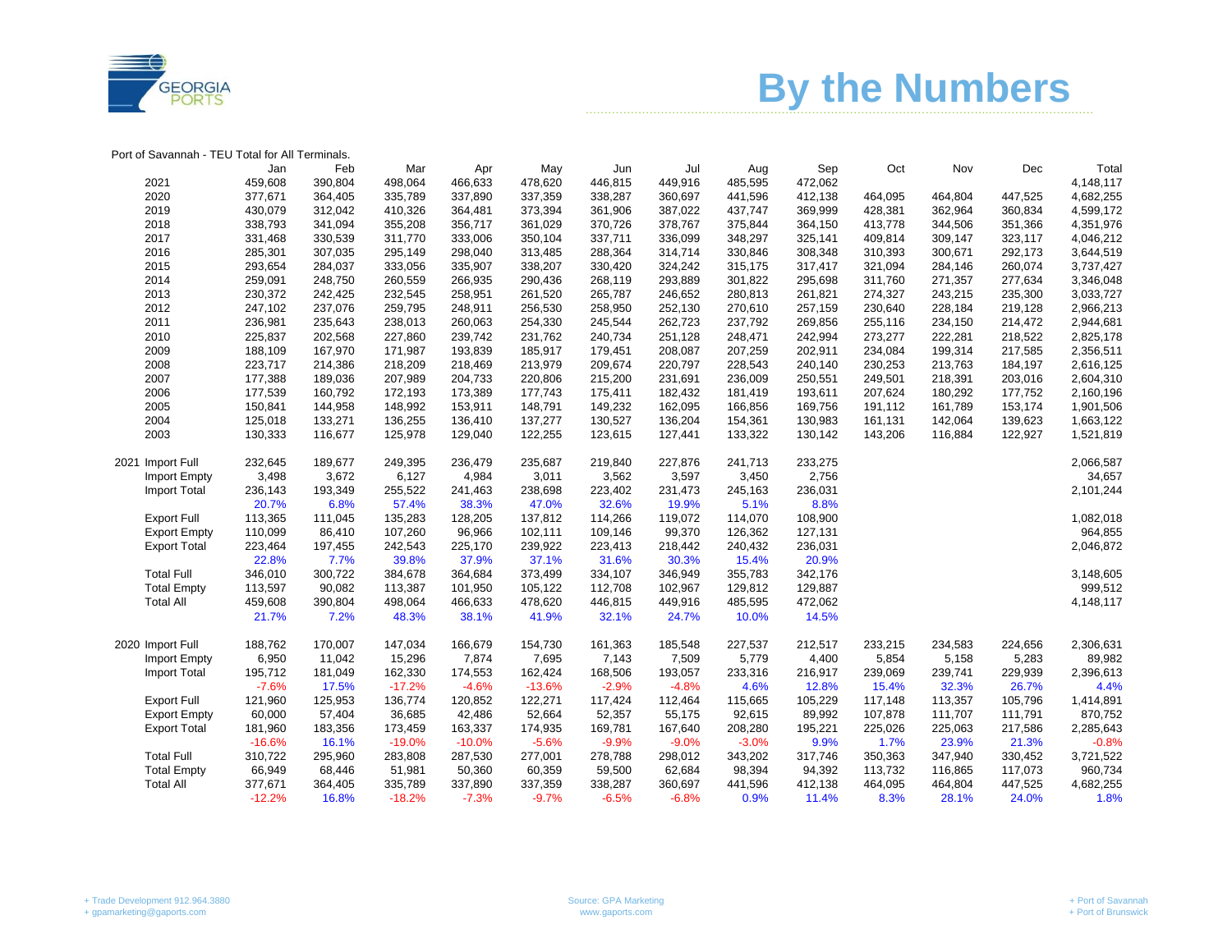# By the Numbers

Port of Savannah - TEU Total for All Terminals.

| | Jan | Feb | Mar | Apr | May | Jun | Jul | Aug | Sep | Oct | Nov | Dec | Total |
|---|---|---|---|---|---|---|---|---|---|---|---|---|---|
| 2021 | 459,608 | 390,804 | 498,064 | 466,633 | 478,620 | 446,815 | 449,916 | 485,595 | 472,062 | | | | 4,148,117 |
| 2020 | 377,671 | 364,405 | 335,789 | 337,890 | 337,359 | 338,287 | 360,697 | 441,596 | 412,138 | 464,095 | 464,804 | 447,525 | 4,682,255 |
| 2019 | 430,079 | 312,042 | 410,326 | 364,481 | 373,394 | 361,906 | 387,022 | 437,747 | 369,999 | 428,381 | 362,964 | 360,834 | 4,599,172 |
| 2018 | 338,793 | 341,094 | 355,208 | 356,717 | 361,029 | 370,726 | 378,767 | 375,844 | 364,150 | 413,778 | 344,506 | 351,366 | 4,351,976 |
| 2017 | 331,468 | 330,539 | 311,770 | 333,006 | 350,104 | 337,711 | 336,099 | 348,297 | 325,141 | 409,814 | 309,147 | 323,117 | 4,046,212 |
| 2016 | 285,301 | 307,035 | 295,149 | 298,040 | 313,485 | 288,364 | 314,714 | 330,846 | 308,348 | 310,393 | 300,671 | 292,173 | 3,644,519 |
| 2015 | 293,654 | 284,037 | 333,056 | 335,907 | 338,207 | 330,420 | 324,242 | 315,175 | 317,417 | 321,094 | 284,146 | 260,074 | 3,737,427 |
| 2014 | 259,091 | 248,750 | 260,559 | 266,935 | 290,436 | 268,119 | 293,889 | 301,822 | 295,698 | 311,760 | 271,357 | 277,634 | 3,346,048 |
| 2013 | 230,372 | 242,425 | 232,545 | 258,951 | 261,520 | 265,787 | 246,652 | 280,813 | 261,821 | 274,327 | 243,215 | 235,300 | 3,033,727 |
| 2012 | 247,102 | 237,076 | 259,795 | 248,911 | 256,530 | 258,950 | 252,130 | 270,610 | 257,159 | 230,640 | 228,184 | 219,128 | 2,966,213 |
| 2011 | 236,981 | 235,643 | 238,013 | 260,063 | 254,330 | 245,544 | 262,723 | 237,792 | 269,856 | 255,116 | 234,150 | 214,472 | 2,944,681 |
| 2010 | 225,837 | 202,568 | 227,860 | 239,742 | 231,762 | 240,734 | 251,128 | 248,471 | 242,994 | 273,277 | 222,281 | 218,522 | 2,825,178 |
| 2009 | 188,109 | 167,970 | 171,987 | 193,839 | 185,917 | 179,451 | 208,087 | 207,259 | 202,911 | 234,084 | 199,314 | 217,585 | 2,356,511 |
| 2008 | 223,717 | 214,386 | 218,209 | 218,469 | 213,979 | 209,674 | 220,797 | 228,543 | 240,140 | 230,253 | 213,763 | 184,197 | 2,616,125 |
| 2007 | 177,388 | 189,036 | 207,989 | 204,733 | 220,806 | 215,200 | 231,691 | 236,009 | 250,551 | 249,501 | 218,391 | 203,016 | 2,604,310 |
| 2006 | 177,539 | 160,792 | 172,193 | 173,389 | 177,743 | 175,411 | 182,432 | 181,419 | 193,611 | 207,624 | 180,292 | 177,752 | 2,160,196 |
| 2005 | 150,841 | 144,958 | 148,992 | 153,911 | 148,791 | 149,232 | 162,095 | 166,856 | 169,756 | 191,112 | 161,789 | 153,174 | 1,901,506 |
| 2004 | 125,018 | 133,271 | 136,255 | 136,410 | 137,277 | 130,527 | 136,204 | 154,361 | 130,983 | 161,131 | 142,064 | 139,623 | 1,663,122 |
| 2003 | 130,333 | 116,677 | 125,978 | 129,040 | 122,255 | 123,615 | 127,441 | 133,322 | 130,142 | 143,206 | 116,884 | 122,927 | 1,521,819 |

| | Jan | Feb | Mar | Apr | May | Jun | Jul | Aug | Sep | Oct | Nov | Dec | Total |
|---|---|---|---|---|---|---|---|---|---|---|---|---|---|
| 2021 Import Full | 232,645 | 189,677 | 249,395 | 236,479 | 235,687 | 219,840 | 227,876 | 241,713 | 233,275 | | | | 2,066,587 |
| Import Empty | 3,498 | 3,672 | 6,127 | 4,984 | 3,011 | 3,562 | 3,597 | 3,450 | 2,756 | | | | 34,657 |
| Import Total | 236,143 | 193,349 | 255,522 | 241,463 | 238,698 | 223,402 | 231,473 | 245,163 | 236,031 | | | | 2,101,244 |
| | 20.7% | 6.8% | 57.4% | 38.3% | 47.0% | 32.6% | 19.9% | 5.1% | 8.8% | | | | |
| Export Full | 113,365 | 111,045 | 135,283 | 128,205 | 137,812 | 114,266 | 119,072 | 114,070 | 108,900 | | | | 1,082,018 |
| Export Empty | 110,099 | 86,410 | 107,260 | 96,966 | 102,111 | 109,146 | 99,370 | 126,362 | 127,131 | | | | 964,855 |
| Export Total | 223,464 | 197,455 | 242,543 | 225,170 | 239,922 | 223,413 | 218,442 | 240,432 | 236,031 | | | | 2,046,872 |
| | 22.8% | 7.7% | 39.8% | 37.9% | 37.1% | 31.6% | 30.3% | 15.4% | 20.9% | | | | |
| Total Full | 346,010 | 300,722 | 384,678 | 364,684 | 373,499 | 334,107 | 346,949 | 355,783 | 342,176 | | | | 3,148,605 |
| Total Empty | 113,597 | 90,082 | 113,387 | 101,950 | 105,122 | 112,708 | 102,967 | 129,812 | 129,887 | | | | 999,512 |
| Total All | 459,608 | 390,804 | 498,064 | 466,633 | 478,620 | 446,815 | 449,916 | 485,595 | 472,062 | | | | 4,148,117 |
| | 21.7% | 7.2% | 48.3% | 38.1% | 41.9% | 32.1% | 24.7% | 10.0% | 14.5% | | | | |
| 2020 Import Full | 188,762 | 170,007 | 147,034 | 166,679 | 154,730 | 161,363 | 185,548 | 227,537 | 212,517 | 233,215 | 234,583 | 224,656 | 2,306,631 |
| Import Empty | 6,950 | 11,042 | 15,296 | 7,874 | 7,695 | 7,143 | 7,509 | 5,779 | 4,400 | 5,854 | 5,158 | 5,283 | 89,982 |
| Import Total | 195,712 | 181,049 | 162,330 | 174,553 | 162,424 | 168,506 | 193,057 | 233,316 | 216,917 | 239,069 | 239,741 | 229,939 | 2,396,613 |
| | -7.6% | 17.5% | -17.2% | -4.6% | -13.6% | -2.9% | -4.8% | 4.6% | 12.8% | 15.4% | 32.3% | 26.7% | 4.4% |
| Export Full | 121,960 | 125,953 | 136,774 | 120,852 | 122,271 | 117,424 | 112,464 | 115,665 | 105,229 | 117,148 | 113,357 | 105,796 | 1,414,891 |
| Export Empty | 60,000 | 57,404 | 36,685 | 42,486 | 52,664 | 52,357 | 55,175 | 92,615 | 89,992 | 107,878 | 111,707 | 111,791 | 870,752 |
| Export Total | 181,960 | 183,356 | 173,459 | 163,337 | 174,935 | 169,781 | 167,640 | 208,280 | 195,221 | 225,026 | 225,063 | 217,586 | 2,285,643 |
| | -16.6% | 16.1% | -19.0% | -10.0% | -5.6% | -9.9% | -9.0% | -3.0% | 9.9% | 1.7% | 23.9% | 21.3% | -0.8% |
| Total Full | 310,722 | 295,960 | 283,808 | 287,530 | 277,001 | 278,788 | 298,012 | 343,202 | 317,746 | 350,363 | 347,940 | 330,452 | 3,721,522 |
| Total Empty | 66,949 | 68,446 | 51,981 | 50,360 | 60,359 | 59,500 | 62,684 | 98,394 | 94,392 | 113,732 | 116,865 | 117,073 | 960,734 |
| Total All | 377,671 | 364,405 | 335,789 | 337,890 | 337,359 | 338,287 | 360,697 | 441,596 | 412,138 | 464,095 | 464,804 | 447,525 | 4,682,255 |
| | -12.2% | 16.8% | -18.2% | -7.3% | -9.7% | -6.5% | -6.8% | 0.9% | 11.4% | 8.3% | 28.1% | 24.0% | 1.8% |

+ Trade Development 912.964.3880
+ gpamarketing@gaports.com

Source: GPA Marketing
www.gaports.com

+ Port of Savannah
+ Port of Brunswick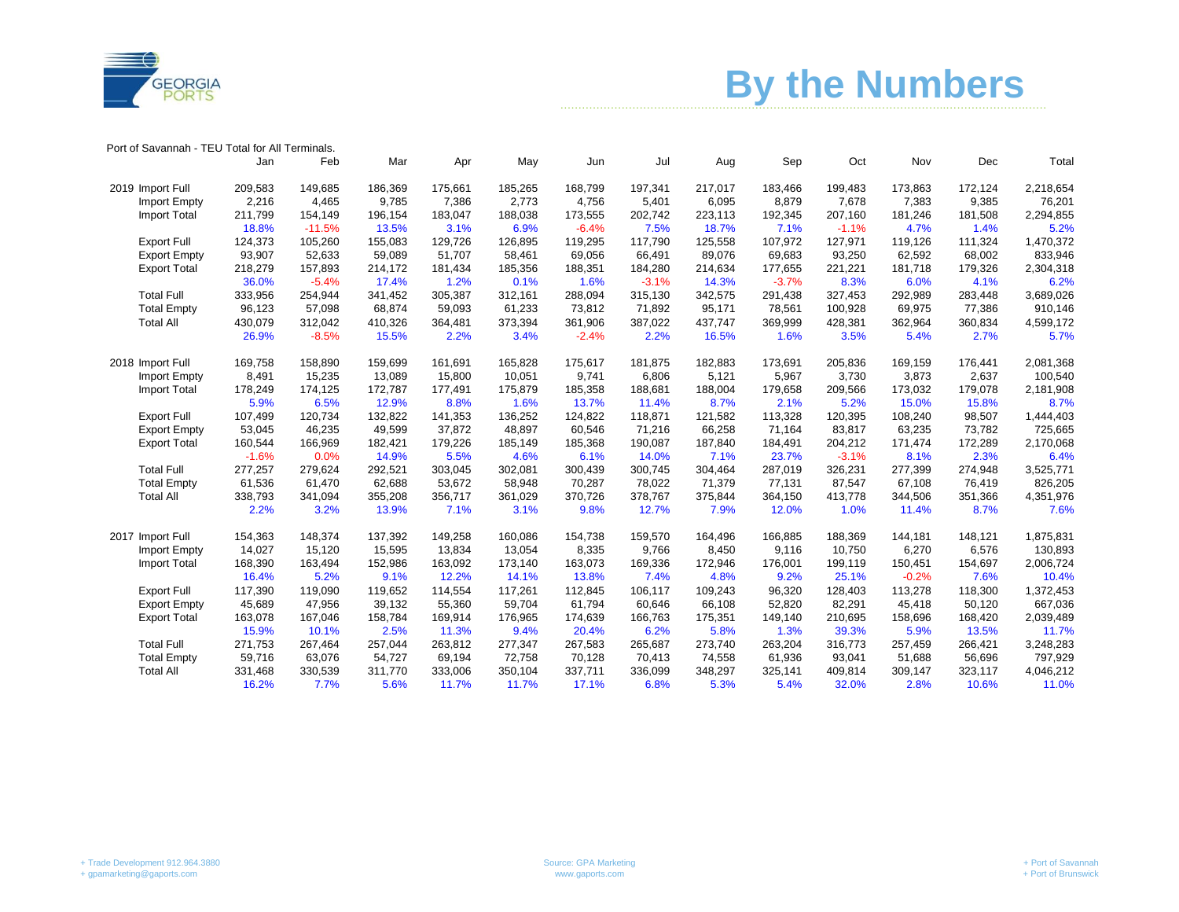# By the Numbers

Port of Savannah - TEU Total for All Terminals.

| | | Jan | Feb | Mar | Apr | May | Jun | Jul | Aug | Sep | Oct | Nov | Dec | Total |
|---|---|---|---|---|---|---|---|---|---|---|---|---|---|---|
| 2019 | Import Full | 209,583 | 149,685 | 186,369 | 175,661 | 185,265 | 168,799 | 197,341 | 217,017 | 183,466 | 199,483 | 173,863 | 172,124 | 2,218,654 |
| | Import Empty | 2,216 | 4,465 | 9,785 | 7,386 | 2,773 | 4,756 | 5,401 | 6,095 | 8,879 | 7,678 | 7,383 | 9,385 | 76,201 |
| | Import Total | 211,799 | 154,149 | 196,154 | 183,047 | 188,038 | 173,555 | 202,742 | 223,113 | 192,345 | 207,160 | 181,246 | 181,508 | 2,294,855 |
| | | 18.8% | -11.5% | 13.5% | 3.1% | 6.9% | -6.4% | 7.5% | 18.7% | 7.1% | -1.1% | 4.7% | 1.4% | 5.2% |
| | Export Full | 124,373 | 105,260 | 155,083 | 129,726 | 126,895 | 119,295 | 117,790 | 125,558 | 107,972 | 127,971 | 119,126 | 111,324 | 1,470,372 |
| | Export Empty | 93,907 | 52,633 | 59,089 | 51,707 | 58,461 | 69,056 | 66,491 | 89,076 | 69,683 | 93,250 | 62,592 | 68,002 | 833,946 |
| | Export Total | 218,279 | 157,893 | 214,172 | 181,434 | 185,356 | 188,351 | 184,280 | 214,634 | 177,655 | 221,221 | 181,718 | 179,326 | 2,304,318 |
| | | 36.0% | -5.4% | 17.4% | 1.2% | 0.1% | 1.6% | -3.1% | 14.3% | -3.7% | 8.3% | 6.0% | 4.1% | 6.2% |
| | Total Full | 333,956 | 254,944 | 341,452 | 305,387 | 312,161 | 288,094 | 315,130 | 342,575 | 291,438 | 327,453 | 292,989 | 283,448 | 3,689,026 |
| | Total Empty | 96,123 | 57,098 | 68,874 | 59,093 | 61,233 | 73,812 | 71,892 | 95,171 | 78,561 | 100,928 | 69,975 | 77,386 | 910,146 |
| | Total All | 430,079 | 312,042 | 410,326 | 364,481 | 373,394 | 361,906 | 387,022 | 437,747 | 369,999 | 428,381 | 362,964 | 360,834 | 4,599,172 |
| | | 26.9% | -8.5% | 15.5% | 2.2% | 3.4% | -2.4% | 2.2% | 16.5% | 1.6% | 3.5% | 5.4% | 2.7% | 5.7% |
| 2018 | Import Full | 169,758 | 158,890 | 159,699 | 161,691 | 165,828 | 175,617 | 181,875 | 182,883 | 173,691 | 205,836 | 169,159 | 176,441 | 2,081,368 |
| | Import Empty | 8,491 | 15,235 | 13,089 | 15,800 | 10,051 | 9,741 | 6,806 | 5,121 | 5,967 | 3,730 | 3,873 | 2,637 | 100,540 |
| | Import Total | 178,249 | 174,125 | 172,787 | 177,491 | 175,879 | 185,358 | 188,681 | 188,004 | 179,658 | 209,566 | 173,032 | 179,078 | 2,181,908 |
| | | 5.9% | 6.5% | 12.9% | 8.8% | 1.6% | 13.7% | 11.4% | 8.7% | 2.1% | 5.2% | 15.0% | 15.8% | 8.7% |
| | Export Full | 107,499 | 120,734 | 132,822 | 141,353 | 136,252 | 124,822 | 118,871 | 121,582 | 113,328 | 120,395 | 108,240 | 98,507 | 1,444,403 |
| | Export Empty | 53,045 | 46,235 | 49,599 | 37,872 | 48,897 | 60,546 | 71,216 | 66,258 | 71,164 | 83,817 | 63,235 | 73,782 | 725,665 |
| | Export Total | 160,544 | 166,969 | 182,421 | 179,226 | 185,149 | 185,368 | 190,087 | 187,840 | 184,491 | 204,212 | 171,474 | 172,289 | 2,170,068 |
| | | -1.6% | 0.0% | 14.9% | 5.5% | 4.6% | 6.1% | 14.0% | 7.1% | 23.7% | -3.1% | 8.1% | 2.3% | 6.4% |
| | Total Full | 277,257 | 279,624 | 292,521 | 303,045 | 302,081 | 300,439 | 300,745 | 304,464 | 287,019 | 326,231 | 277,399 | 274,948 | 3,525,771 |
| | Total Empty | 61,536 | 61,470 | 62,688 | 53,672 | 58,948 | 70,287 | 78,022 | 71,379 | 77,131 | 87,547 | 67,108 | 76,419 | 826,205 |
| | Total All | 338,793 | 341,094 | 355,208 | 356,717 | 361,029 | 370,726 | 378,767 | 375,844 | 364,150 | 413,778 | 344,506 | 351,366 | 4,351,976 |
| | | 2.2% | 3.2% | 13.9% | 7.1% | 3.1% | 9.8% | 12.7% | 7.9% | 12.0% | 1.0% | 11.4% | 8.7% | 7.6% |
| 2017 | Import Full | 154,363 | 148,374 | 137,392 | 149,258 | 160,086 | 154,738 | 159,570 | 164,496 | 166,885 | 188,369 | 144,181 | 148,121 | 1,875,831 |
| | Import Empty | 14,027 | 15,120 | 15,595 | 13,834 | 13,054 | 8,335 | 9,766 | 8,450 | 9,116 | 10,750 | 6,270 | 6,576 | 130,893 |
| | Import Total | 168,390 | 163,494 | 152,986 | 163,092 | 173,140 | 163,073 | 169,336 | 172,946 | 176,001 | 199,119 | 150,451 | 154,697 | 2,006,724 |
| | | 16.4% | 5.2% | 9.1% | 12.2% | 14.1% | 13.8% | 7.4% | 4.8% | 9.2% | 25.1% | -0.2% | 7.6% | 10.4% |
| | Export Full | 117,390 | 119,090 | 119,652 | 114,554 | 117,261 | 112,845 | 106,117 | 109,243 | 96,320 | 128,403 | 113,278 | 118,300 | 1,372,453 |
| | Export Empty | 45,689 | 47,956 | 39,132 | 55,360 | 59,704 | 61,794 | 60,646 | 66,108 | 52,820 | 82,291 | 45,418 | 50,120 | 667,036 |
| | Export Total | 163,078 | 167,046 | 158,784 | 169,914 | 176,965 | 174,639 | 166,763 | 175,351 | 149,140 | 210,695 | 158,696 | 168,420 | 2,039,489 |
| | | 15.9% | 10.1% | 2.5% | 11.3% | 9.4% | 20.4% | 6.2% | 5.8% | 1.3% | 39.3% | 5.9% | 13.5% | 11.7% |
| | Total Full | 271,753 | 267,464 | 257,044 | 263,812 | 277,347 | 267,583 | 265,687 | 273,740 | 263,204 | 316,773 | 257,459 | 266,421 | 3,248,283 |
| | Total Empty | 59,716 | 63,076 | 54,727 | 69,194 | 72,758 | 70,128 | 70,413 | 74,558 | 61,936 | 93,041 | 51,688 | 56,696 | 797,929 |
| | Total All | 331,468 | 330,539 | 311,770 | 333,006 | 350,104 | 337,711 | 336,099 | 348,297 | 325,141 | 409,814 | 309,147 | 323,117 | 4,046,212 |
| | | 16.2% | 7.7% | 5.6% | 11.7% | 11.7% | 17.1% | 6.8% | 5.3% | 5.4% | 32.0% | 2.8% | 10.6% | 11.0% |

+ Trade Development 912.964.3880
+ gpamarketing@gaports.com

Source: GPA Marketing
www.gaports.com

+ Port of Savannah
+ Port of Brunswick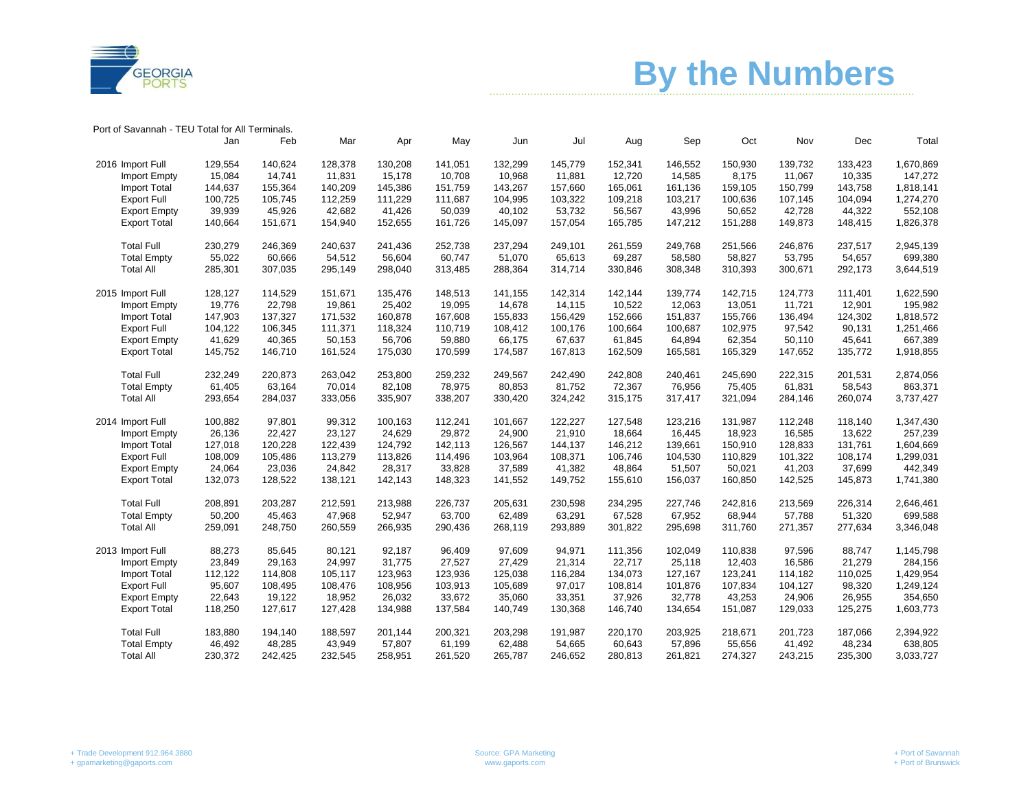# By the Numbers

Port of Savannah - TEU Total for All Terminals.

| | | Jan | Feb | Mar | Apr | May | Jun | Jul | Aug | Sep | Oct | Nov | Dec | Total |
|---|---|---|---|---|---|---|---|---|---|---|---|---|---|---|
| 2016 | Import Full | 129,554 | 140,624 | 128,378 | 130,208 | 141,051 | 132,299 | 145,779 | 152,341 | 146,552 | 150,930 | 139,732 | 133,423 | 1,670,869 |
| | Import Empty | 15,084 | 14,741 | 11,831 | 15,178 | 10,708 | 10,968 | 11,881 | 12,720 | 14,585 | 8,175 | 11,067 | 10,335 | 147,272 |
| | Import Total | 144,637 | 155,364 | 140,209 | 145,386 | 151,759 | 143,267 | 157,660 | 165,061 | 161,136 | 159,105 | 150,799 | 143,758 | 1,818,141 |
| | Export Full | 100,725 | 105,745 | 112,259 | 111,229 | 111,687 | 104,995 | 103,322 | 109,218 | 103,217 | 100,636 | 107,145 | 104,094 | 1,274,270 |
| | Export Empty | 39,939 | 45,926 | 42,682 | 41,426 | 50,039 | 40,102 | 53,732 | 56,567 | 43,996 | 50,652 | 42,728 | 44,322 | 552,108 |
| | Export Total | 140,664 | 151,671 | 154,940 | 152,655 | 161,726 | 145,097 | 157,054 | 165,785 | 147,212 | 151,288 | 149,873 | 148,415 | 1,826,378 |
| | | | | | | | | | | | | | | |
| | Total Full | 230,279 | 246,369 | 240,637 | 241,436 | 252,738 | 237,294 | 249,101 | 261,559 | 249,768 | 251,566 | 246,876 | 237,517 | 2,945,139 |
| | Total Empty | 55,022 | 60,666 | 54,512 | 56,604 | 60,747 | 51,070 | 65,613 | 69,287 | 58,580 | 58,827 | 53,795 | 54,657 | 699,380 |
| | Total All | 285,301 | 307,035 | 295,149 | 298,040 | 313,485 | 288,364 | 314,714 | 330,846 | 308,348 | 310,393 | 300,671 | 292,173 | 3,644,519 |
| | | | | | | | | | | | | | | |
| 2015 | Import Full | 128,127 | 114,529 | 151,671 | 135,476 | 148,513 | 141,155 | 142,314 | 142,144 | 139,774 | 142,715 | 124,773 | 111,401 | 1,622,590 |
| | Import Empty | 19,776 | 22,798 | 19,861 | 25,402 | 19,095 | 14,678 | 14,115 | 10,522 | 12,063 | 13,051 | 11,721 | 12,901 | 195,982 |
| | Import Total | 147,903 | 137,327 | 171,532 | 160,878 | 167,608 | 155,833 | 156,429 | 152,666 | 151,837 | 155,766 | 136,494 | 124,302 | 1,818,572 |
| | Export Full | 104,122 | 106,345 | 111,371 | 118,324 | 110,719 | 108,412 | 100,176 | 100,664 | 100,687 | 102,975 | 97,542 | 90,131 | 1,251,466 |
| | Export Empty | 41,629 | 40,365 | 50,153 | 56,706 | 59,880 | 66,175 | 67,637 | 61,845 | 64,894 | 62,354 | 50,110 | 45,641 | 667,389 |
| | Export Total | 145,752 | 146,710 | 161,524 | 175,030 | 170,599 | 174,587 | 167,813 | 162,509 | 165,581 | 165,329 | 147,652 | 135,772 | 1,918,855 |
| | | | | | | | | | | | | | | |
| | Total Full | 232,249 | 220,873 | 263,042 | 253,800 | 259,232 | 249,567 | 242,490 | 242,808 | 240,461 | 245,690 | 222,315 | 201,531 | 2,874,056 |
| | Total Empty | 61,405 | 63,164 | 70,014 | 82,108 | 78,975 | 80,853 | 81,752 | 72,367 | 76,956 | 75,405 | 61,831 | 58,543 | 863,371 |
| | Total All | 293,654 | 284,037 | 333,056 | 335,907 | 338,207 | 330,420 | 324,242 | 315,175 | 317,417 | 321,094 | 284,146 | 260,074 | 3,737,427 |
| | | | | | | | | | | | | | | |
| 2014 | Import Full | 100,882 | 97,801 | 99,312 | 100,163 | 112,241 | 101,667 | 122,227 | 127,548 | 123,216 | 131,987 | 112,248 | 118,140 | 1,347,430 |
| | Import Empty | 26,136 | 22,427 | 23,127 | 24,629 | 29,872 | 24,900 | 21,910 | 18,664 | 16,445 | 18,923 | 16,585 | 13,622 | 257,239 |
| | Import Total | 127,018 | 120,228 | 122,439 | 124,792 | 142,113 | 126,567 | 144,137 | 146,212 | 139,661 | 150,910 | 128,833 | 131,761 | 1,604,669 |
| | Export Full | 108,009 | 105,486 | 113,279 | 113,826 | 114,496 | 103,964 | 108,371 | 106,746 | 104,530 | 110,829 | 101,322 | 108,174 | 1,299,031 |
| | Export Empty | 24,064 | 23,036 | 24,842 | 28,317 | 33,828 | 37,589 | 41,382 | 48,864 | 51,507 | 50,021 | 41,203 | 37,699 | 442,349 |
| | Export Total | 132,073 | 128,522 | 138,121 | 142,143 | 148,323 | 141,552 | 149,752 | 155,610 | 156,037 | 160,850 | 142,525 | 145,873 | 1,741,380 |
| | | | | | | | | | | | | | | |
| | Total Full | 208,891 | 203,287 | 212,591 | 213,988 | 226,737 | 205,631 | 230,598 | 234,295 | 227,746 | 242,816 | 213,569 | 226,314 | 2,646,461 |
| | Total Empty | 50,200 | 45,463 | 47,968 | 52,947 | 63,700 | 62,489 | 63,291 | 67,528 | 67,952 | 68,944 | 57,788 | 51,320 | 699,588 |
| | Total All | 259,091 | 248,750 | 260,559 | 266,935 | 290,436 | 268,119 | 293,889 | 301,822 | 295,698 | 311,760 | 271,357 | 277,634 | 3,346,048 |
| | | | | | | | | | | | | | | |
| 2013 | Import Full | 88,273 | 85,645 | 80,121 | 92,187 | 96,409 | 97,609 | 94,971 | 111,356 | 102,049 | 110,838 | 97,596 | 88,747 | 1,145,798 |
| | Import Empty | 23,849 | 29,163 | 24,997 | 31,775 | 27,527 | 27,429 | 21,314 | 22,717 | 25,118 | 12,403 | 16,586 | 21,279 | 284,156 |
| | Import Total | 112,122 | 114,808 | 105,117 | 123,963 | 123,936 | 125,038 | 116,284 | 134,073 | 127,167 | 123,241 | 114,182 | 110,025 | 1,429,954 |
| | Export Full | 95,607 | 108,495 | 108,476 | 108,956 | 103,913 | 105,689 | 97,017 | 108,814 | 101,876 | 107,834 | 104,127 | 98,320 | 1,249,124 |
| | Export Empty | 22,643 | 19,122 | 18,952 | 26,032 | 33,672 | 35,060 | 33,351 | 37,926 | 32,778 | 43,253 | 24,906 | 26,955 | 354,650 |
| | Export Total | 118,250 | 127,617 | 127,428 | 134,988 | 137,584 | 140,749 | 130,368 | 146,740 | 134,654 | 151,087 | 129,033 | 125,275 | 1,603,773 |
| | | | | | | | | | | | | | | |
| | Total Full | 183,880 | 194,140 | 188,597 | 201,144 | 200,321 | 203,298 | 191,987 | 220,170 | 203,925 | 218,671 | 201,723 | 187,066 | 2,394,922 |
| | Total Empty | 46,492 | 48,285 | 43,949 | 57,807 | 61,199 | 62,488 | 54,665 | 60,643 | 57,896 | 55,656 | 41,492 | 48,234 | 638,805 |
| | Total All | 230,372 | 242,425 | 232,545 | 258,951 | 261,520 | 265,787 | 246,652 | 280,813 | 261,821 | 274,327 | 243,215 | 235,300 | 3,033,727 |

+ Trade Development 912.964.3880
+ gpamarketing@gaports.com

Source: GPA Marketing
www.gaports.com

+ Port of Savannah
+ Port of Brunswick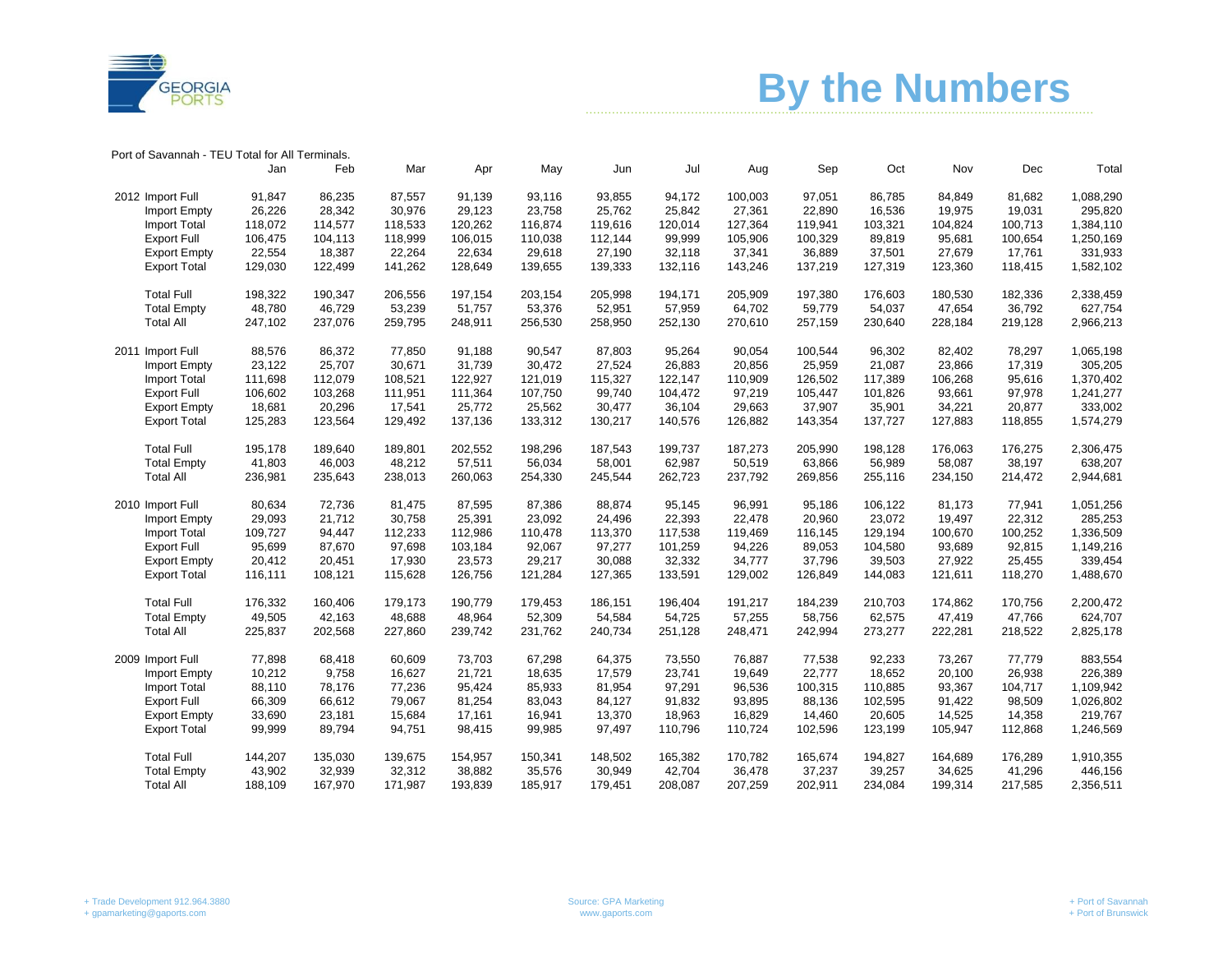# By the Numbers

Port of Savannah - TEU Total for All Terminals.

| | | Jan | Feb | Mar | Apr | May | Jun | Jul | Aug | Sep | Oct | Nov | Dec | Total |
|---|---|---|---|---|---|---|---|---|---|---|---|---|---|---|
| 2012 | Import Full | 91,847 | 86,235 | 87,557 | 91,139 | 93,116 | 93,855 | 94,172 | 100,003 | 97,051 | 86,785 | 84,849 | 81,682 | 1,088,290 |
| | Import Empty | 26,226 | 28,342 | 30,976 | 29,123 | 23,758 | 25,762 | 25,842 | 27,361 | 22,890 | 16,536 | 19,975 | 19,031 | 295,820 |
| | Import Total | 118,072 | 114,577 | 118,533 | 120,262 | 116,874 | 119,616 | 120,014 | 127,364 | 119,941 | 103,321 | 104,824 | 100,713 | 1,384,110 |
| | Export Full | 106,475 | 104,113 | 118,999 | 106,015 | 110,038 | 112,144 | 99,999 | 105,906 | 100,329 | 89,819 | 95,681 | 100,654 | 1,250,169 |
| | Export Empty | 22,554 | 18,387 | 22,264 | 22,634 | 29,618 | 27,190 | 32,118 | 37,341 | 36,889 | 37,501 | 27,679 | 17,761 | 331,933 |
| | Export Total | 129,030 | 122,499 | 141,262 | 128,649 | 139,655 | 139,333 | 132,116 | 143,246 | 137,219 | 127,319 | 123,360 | 118,415 | 1,582,102 |
| | Total Full | 198,322 | 190,347 | 206,556 | 197,154 | 203,154 | 205,998 | 194,171 | 205,909 | 197,380 | 176,603 | 180,530 | 182,336 | 2,338,459 |
| | Total Empty | 48,780 | 46,729 | 53,239 | 51,757 | 53,376 | 52,951 | 57,959 | 64,702 | 59,779 | 54,037 | 47,654 | 36,792 | 627,754 |
| | Total All | 247,102 | 237,076 | 259,795 | 248,911 | 256,530 | 258,950 | 252,130 | 270,610 | 257,159 | 230,640 | 228,184 | 219,128 | 2,966,213 |
| 2011 | Import Full | 88,576 | 86,372 | 77,850 | 91,188 | 90,547 | 87,803 | 95,264 | 90,054 | 100,544 | 96,302 | 82,402 | 78,297 | 1,065,198 |
| | Import Empty | 23,122 | 25,707 | 30,671 | 31,739 | 30,472 | 27,524 | 26,883 | 20,856 | 25,959 | 21,087 | 23,866 | 17,319 | 305,205 |
| | Import Total | 111,698 | 112,079 | 108,521 | 122,927 | 121,019 | 115,327 | 122,147 | 110,909 | 126,502 | 117,389 | 106,268 | 95,616 | 1,370,402 |
| | Export Full | 106,602 | 103,268 | 111,951 | 111,364 | 107,750 | 99,740 | 104,472 | 97,219 | 105,447 | 101,826 | 93,661 | 97,978 | 1,241,277 |
| | Export Empty | 18,681 | 20,296 | 17,541 | 25,772 | 25,562 | 30,477 | 36,104 | 29,663 | 37,907 | 35,901 | 34,221 | 20,877 | 333,002 |
| | Export Total | 125,283 | 123,564 | 129,492 | 137,136 | 133,312 | 130,217 | 140,576 | 126,882 | 143,354 | 137,727 | 127,883 | 118,855 | 1,574,279 |
| | Total Full | 195,178 | 189,640 | 189,801 | 202,552 | 198,296 | 187,543 | 199,737 | 187,273 | 205,990 | 198,128 | 176,063 | 176,275 | 2,306,475 |
| | Total Empty | 41,803 | 46,003 | 48,212 | 57,511 | 56,034 | 58,001 | 62,987 | 50,519 | 63,866 | 56,989 | 58,087 | 38,197 | 638,207 |
| | Total All | 236,981 | 235,643 | 238,013 | 260,063 | 254,330 | 245,544 | 262,723 | 237,792 | 269,856 | 255,116 | 234,150 | 214,472 | 2,944,681 |
| 2010 | Import Full | 80,634 | 72,736 | 81,475 | 87,595 | 87,386 | 88,874 | 95,145 | 96,991 | 95,186 | 106,122 | 81,173 | 77,941 | 1,051,256 |
| | Import Empty | 29,093 | 21,712 | 30,758 | 25,391 | 23,092 | 24,496 | 22,393 | 22,478 | 20,960 | 23,072 | 19,497 | 22,312 | 285,253 |
| | Import Total | 109,727 | 94,447 | 112,233 | 112,986 | 110,478 | 113,370 | 117,538 | 119,469 | 116,145 | 129,194 | 100,670 | 100,252 | 1,336,509 |
| | Export Full | 95,699 | 87,670 | 97,698 | 103,184 | 92,067 | 97,277 | 101,259 | 94,226 | 89,053 | 104,580 | 93,689 | 92,815 | 1,149,216 |
| | Export Empty | 20,412 | 20,451 | 17,930 | 23,573 | 29,217 | 30,088 | 32,332 | 34,777 | 37,796 | 39,503 | 27,922 | 25,455 | 339,454 |
| | Export Total | 116,111 | 108,121 | 115,628 | 126,756 | 121,284 | 127,365 | 133,591 | 129,002 | 126,849 | 144,083 | 121,611 | 118,270 | 1,488,670 |
| | Total Full | 176,332 | 160,406 | 179,173 | 190,779 | 179,453 | 186,151 | 196,404 | 191,217 | 184,239 | 210,703 | 174,862 | 170,756 | 2,200,472 |
| | Total Empty | 49,505 | 42,163 | 48,688 | 48,964 | 52,309 | 54,584 | 54,725 | 57,255 | 58,756 | 62,575 | 47,419 | 47,766 | 624,707 |
| | Total All | 225,837 | 202,568 | 227,860 | 239,742 | 231,762 | 240,734 | 251,128 | 248,471 | 242,994 | 273,277 | 222,281 | 218,522 | 2,825,178 |
| 2009 | Import Full | 77,898 | 68,418 | 60,609 | 73,703 | 67,298 | 64,375 | 73,550 | 76,887 | 77,538 | 92,233 | 73,267 | 77,779 | 883,554 |
| | Import Empty | 10,212 | 9,758 | 16,627 | 21,721 | 18,635 | 17,579 | 23,741 | 19,649 | 22,777 | 18,652 | 20,100 | 26,938 | 226,389 |
| | Import Total | 88,110 | 78,176 | 77,236 | 95,424 | 85,933 | 81,954 | 97,291 | 96,536 | 100,315 | 110,885 | 93,367 | 104,717 | 1,109,942 |
| | Export Full | 66,309 | 66,612 | 79,067 | 81,254 | 83,043 | 84,127 | 91,832 | 93,895 | 88,136 | 102,595 | 91,422 | 98,509 | 1,026,802 |
| | Export Empty | 33,690 | 23,181 | 15,684 | 17,161 | 16,941 | 13,370 | 18,963 | 16,829 | 14,460 | 20,605 | 14,525 | 14,358 | 219,767 |
| | Export Total | 99,999 | 89,794 | 94,751 | 98,415 | 99,985 | 97,497 | 110,796 | 110,724 | 102,596 | 123,199 | 105,947 | 112,868 | 1,246,569 |
| | Total Full | 144,207 | 135,030 | 139,675 | 154,957 | 150,341 | 148,502 | 165,382 | 170,782 | 165,674 | 194,827 | 164,689 | 176,289 | 1,910,355 |
| | Total Empty | 43,902 | 32,939 | 32,312 | 38,882 | 35,576 | 30,949 | 42,704 | 36,478 | 37,237 | 39,257 | 34,625 | 41,296 | 446,156 |
| | Total All | 188,109 | 167,970 | 171,987 | 193,839 | 185,917 | 179,451 | 208,087 | 207,259 | 202,911 | 234,084 | 199,314 | 217,585 | 2,356,511 |

+ Trade Development 912.964.3880
+ gpamarketing@gaports.com

Source: GPA Marketing
www.gaports.com

+ Port of Savannah
+ Port of Brunswick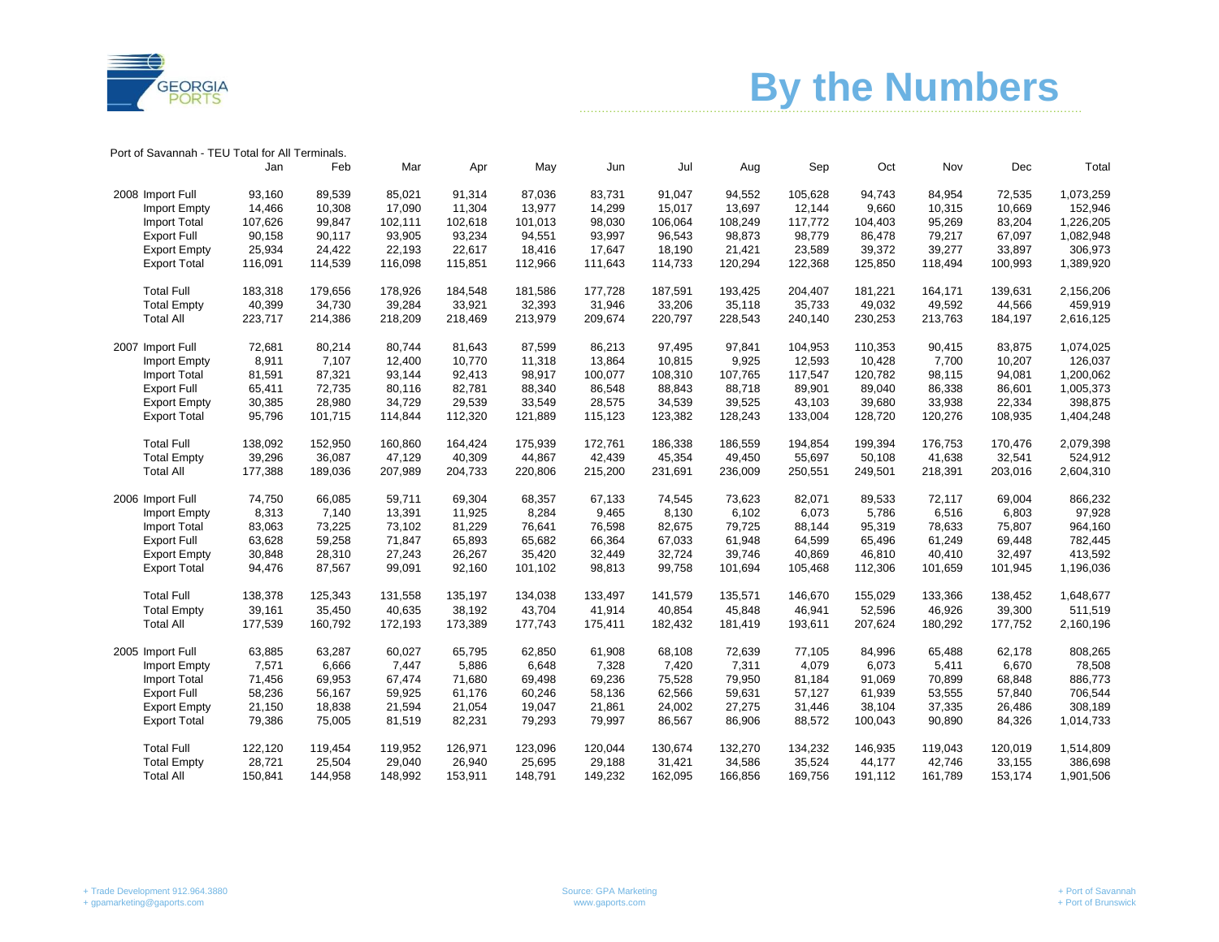# By the Numbers

Port of Savannah - TEU Total for All Terminals.

| | | Jan | Feb | Mar | Apr | May | Jun | Jul | Aug | Sep | Oct | Nov | Dec | Total |
|---|---|---|---|---|---|---|---|---|---|---|---|---|---|---|
| 2008 | Import Full | 93,160 | 89,539 | 85,021 | 91,314 | 87,036 | 83,731 | 91,047 | 94,552 | 105,628 | 94,743 | 84,954 | 72,535 | 1,073,259 |
| | Import Empty | 14,466 | 10,308 | 17,090 | 11,304 | 13,977 | 14,299 | 15,017 | 13,697 | 12,144 | 9,660 | 10,315 | 10,669 | 152,946 |
| | Import Total | 107,626 | 99,847 | 102,111 | 102,618 | 101,013 | 98,030 | 106,064 | 108,249 | 117,772 | 104,403 | 95,269 | 83,204 | 1,226,205 |
| | Export Full | 90,158 | 90,117 | 93,905 | 93,234 | 94,551 | 93,997 | 96,543 | 98,873 | 98,779 | 86,478 | 79,217 | 67,097 | 1,082,948 |
| | Export Empty | 25,934 | 24,422 | 22,193 | 22,617 | 18,416 | 17,647 | 18,190 | 21,421 | 23,589 | 39,372 | 39,277 | 33,897 | 306,973 |
| | Export Total | 116,091 | 114,539 | 116,098 | 115,851 | 112,966 | 111,643 | 114,733 | 120,294 | 122,368 | 125,850 | 118,494 | 100,993 | 1,389,920 |
| | Total Full | 183,318 | 179,656 | 178,926 | 184,548 | 181,586 | 177,728 | 187,591 | 193,425 | 204,407 | 181,221 | 164,171 | 139,631 | 2,156,206 |
| | Total Empty | 40,399 | 34,730 | 39,284 | 33,921 | 32,393 | 31,946 | 33,206 | 35,118 | 35,733 | 49,032 | 49,592 | 44,566 | 459,919 |
| | Total All | 223,717 | 214,386 | 218,209 | 218,469 | 213,979 | 209,674 | 220,797 | 228,543 | 240,140 | 230,253 | 213,763 | 184,197 | 2,616,125 |
| 2007 | Import Full | 72,681 | 80,214 | 80,744 | 81,643 | 87,599 | 86,213 | 97,495 | 97,841 | 104,953 | 110,353 | 90,415 | 83,875 | 1,074,025 |
| | Import Empty | 8,911 | 7,107 | 12,400 | 10,770 | 11,318 | 13,864 | 10,815 | 9,925 | 12,593 | 10,428 | 7,700 | 10,207 | 126,037 |
| | Import Total | 81,591 | 87,321 | 93,144 | 92,413 | 98,917 | 100,077 | 108,310 | 107,765 | 117,547 | 120,782 | 98,115 | 94,081 | 1,200,062 |
| | Export Full | 65,411 | 72,735 | 80,116 | 82,781 | 88,340 | 86,548 | 88,843 | 88,718 | 89,901 | 89,040 | 86,338 | 86,601 | 1,005,373 |
| | Export Empty | 30,385 | 28,980 | 34,729 | 29,539 | 33,549 | 28,575 | 34,539 | 39,525 | 43,103 | 39,680 | 33,938 | 22,334 | 398,875 |
| | Export Total | 95,796 | 101,715 | 114,844 | 112,320 | 121,889 | 115,123 | 123,382 | 128,243 | 133,004 | 128,720 | 120,276 | 108,935 | 1,404,248 |
| | Total Full | 138,092 | 152,950 | 160,860 | 164,424 | 175,939 | 172,761 | 186,338 | 186,559 | 194,854 | 199,394 | 176,753 | 170,476 | 2,079,398 |
| | Total Empty | 39,296 | 36,087 | 47,129 | 40,309 | 44,867 | 42,439 | 45,354 | 49,450 | 55,697 | 50,108 | 41,638 | 32,541 | 524,912 |
| | Total All | 177,388 | 189,036 | 207,989 | 204,733 | 220,806 | 215,200 | 231,691 | 236,009 | 250,551 | 249,501 | 218,391 | 203,016 | 2,604,310 |
| 2006 | Import Full | 74,750 | 66,085 | 59,711 | 69,304 | 68,357 | 67,133 | 74,545 | 73,623 | 82,071 | 89,533 | 72,117 | 69,004 | 866,232 |
| | Import Empty | 8,313 | 7,140 | 13,391 | 11,925 | 8,284 | 9,465 | 8,130 | 6,102 | 6,073 | 5,786 | 6,516 | 6,803 | 97,928 |
| | Import Total | 83,063 | 73,225 | 73,102 | 81,229 | 76,641 | 76,598 | 82,675 | 79,725 | 88,144 | 95,319 | 78,633 | 75,807 | 964,160 |
| | Export Full | 63,628 | 59,258 | 71,847 | 65,893 | 65,682 | 66,364 | 67,033 | 61,948 | 64,599 | 65,496 | 61,249 | 69,448 | 782,445 |
| | Export Empty | 30,848 | 28,310 | 27,243 | 26,267 | 35,420 | 32,449 | 32,724 | 39,746 | 40,869 | 46,810 | 40,410 | 32,497 | 413,592 |
| | Export Total | 94,476 | 87,567 | 99,091 | 92,160 | 101,102 | 98,813 | 99,758 | 101,694 | 105,468 | 112,306 | 101,659 | 101,945 | 1,196,036 |
| | Total Full | 138,378 | 125,343 | 131,558 | 135,197 | 134,038 | 133,497 | 141,579 | 135,571 | 146,670 | 155,029 | 133,366 | 138,452 | 1,648,677 |
| | Total Empty | 39,161 | 35,450 | 40,635 | 38,192 | 43,704 | 41,914 | 40,854 | 45,848 | 46,941 | 52,596 | 46,926 | 39,300 | 511,519 |
| | Total All | 177,539 | 160,792 | 172,193 | 173,389 | 177,743 | 175,411 | 182,432 | 181,419 | 193,611 | 207,624 | 180,292 | 177,752 | 2,160,196 |
| 2005 | Import Full | 63,885 | 63,287 | 60,027 | 65,795 | 62,850 | 61,908 | 68,108 | 72,639 | 77,105 | 84,996 | 65,488 | 62,178 | 808,265 |
| | Import Empty | 7,571 | 6,666 | 7,447 | 5,886 | 6,648 | 7,328 | 7,420 | 7,311 | 4,079 | 6,073 | 5,411 | 6,670 | 78,508 |
| | Import Total | 71,456 | 69,953 | 67,474 | 71,680 | 69,498 | 69,236 | 75,528 | 79,950 | 81,184 | 91,069 | 70,899 | 68,848 | 886,773 |
| | Export Full | 58,236 | 56,167 | 59,925 | 61,176 | 60,246 | 58,136 | 62,566 | 59,631 | 57,127 | 61,939 | 53,555 | 57,840 | 706,544 |
| | Export Empty | 21,150 | 18,838 | 21,594 | 21,054 | 19,047 | 21,861 | 24,002 | 27,275 | 31,446 | 38,104 | 37,335 | 26,486 | 308,189 |
| | Export Total | 79,386 | 75,005 | 81,519 | 82,231 | 79,293 | 79,997 | 86,567 | 86,906 | 88,572 | 100,043 | 90,890 | 84,326 | 1,014,733 |
| | Total Full | 122,120 | 119,454 | 119,952 | 126,971 | 123,096 | 120,044 | 130,674 | 132,270 | 134,232 | 146,935 | 119,043 | 120,019 | 1,514,809 |
| | Total Empty | 28,721 | 25,504 | 29,040 | 26,940 | 25,695 | 29,188 | 31,421 | 34,586 | 35,524 | 44,177 | 42,746 | 33,155 | 386,698 |
| | Total All | 150,841 | 144,958 | 148,992 | 153,911 | 148,791 | 149,232 | 162,095 | 166,856 | 169,756 | 191,112 | 161,789 | 153,174 | 1,901,506 |

+ Trade Development 912.964.3880
+ gpamarketing@gaports.com

Source: GPA Marketing
www.gaports.com

+ Port of Savannah
+ Port of Brunswick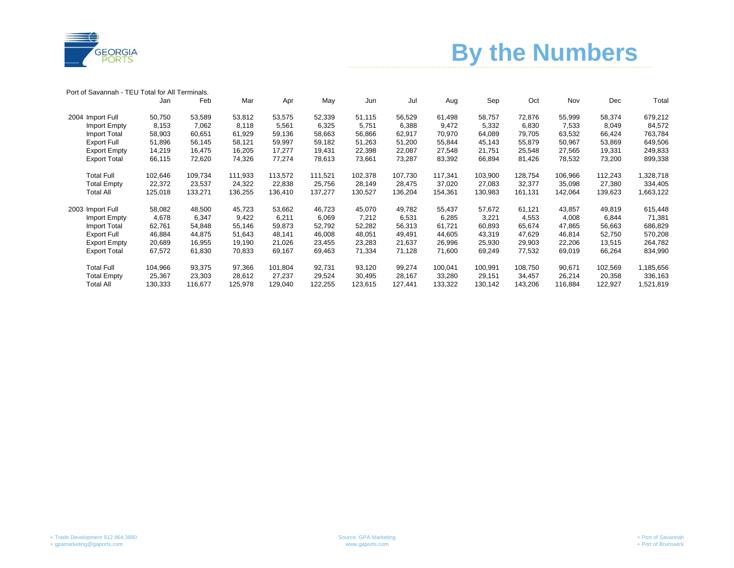# By the Numbers

Port of Savannah - TEU Total for All Terminals.

| | | Jan | Feb | Mar | Apr | May | Jun | Jul | Aug | Sep | Oct | Nov | Dec | Total |
|---|---|---|---|---|---|---|---|---|---|---|---|---|---|---|
| 2004 | Import Full | 50,750 | 53,589 | 53,812 | 53,575 | 52,339 | 51,115 | 56,529 | 61,498 | 58,757 | 72,876 | 55,999 | 58,374 | 679,212 |
| | Import Empty | 8,153 | 7,062 | 8,118 | 5,561 | 6,325 | 5,751 | 6,388 | 9,472 | 5,332 | 6,830 | 7,533 | 8,049 | 84,572 |
| | Import Total | 58,903 | 60,651 | 61,929 | 59,136 | 58,663 | 56,866 | 62,917 | 70,970 | 64,089 | 79,705 | 63,532 | 66,424 | 763,784 |
| | Export Full | 51,896 | 56,145 | 58,121 | 59,997 | 59,182 | 51,263 | 51,200 | 55,844 | 45,143 | 55,879 | 50,967 | 53,869 | 649,506 |
| | Export Empty | 14,219 | 16,475 | 16,205 | 17,277 | 19,431 | 22,398 | 22,087 | 27,548 | 21,751 | 25,548 | 27,565 | 19,331 | 249,833 |
| | Export Total | 66,115 | 72,620 | 74,326 | 77,274 | 78,613 | 73,661 | 73,287 | 83,392 | 66,894 | 81,426 | 78,532 | 73,200 | 899,338 |
| | | | | | | | | | | | | | | |
| | Total Full | 102,646 | 109,734 | 111,933 | 113,572 | 111,521 | 102,378 | 107,730 | 117,341 | 103,900 | 128,754 | 106,966 | 112,243 | 1,328,718 |
| | Total Empty | 22,372 | 23,537 | 24,322 | 22,838 | 25,756 | 28,149 | 28,475 | 37,020 | 27,083 | 32,377 | 35,098 | 27,380 | 334,405 |
| | Total All | 125,018 | 133,271 | 136,255 | 136,410 | 137,277 | 130,527 | 136,204 | 154,361 | 130,983 | 161,131 | 142,064 | 139,623 | 1,663,122 |
| | | | | | | | | | | | | | | |
| 2003 | Import Full | 58,082 | 48,500 | 45,723 | 53,662 | 46,723 | 45,070 | 49,782 | 55,437 | 57,672 | 61,121 | 43,857 | 49,819 | 615,448 |
| | Import Empty | 4,678 | 6,347 | 9,422 | 6,211 | 6,069 | 7,212 | 6,531 | 6,285 | 3,221 | 4,553 | 4,008 | 6,844 | 71,381 |
| | Import Total | 62,761 | 54,848 | 55,146 | 59,873 | 52,792 | 52,282 | 56,313 | 61,721 | 60,893 | 65,674 | 47,865 | 56,663 | 686,829 |
| | Export Full | 46,884 | 44,875 | 51,643 | 48,141 | 46,008 | 48,051 | 49,491 | 44,605 | 43,319 | 47,629 | 46,814 | 52,750 | 570,208 |
| | Export Empty | 20,689 | 16,955 | 19,190 | 21,026 | 23,455 | 23,283 | 21,637 | 26,996 | 25,930 | 29,903 | 22,206 | 13,515 | 264,782 |
| | Export Total | 67,572 | 61,830 | 70,833 | 69,167 | 69,463 | 71,334 | 71,128 | 71,600 | 69,249 | 77,532 | 69,019 | 66,264 | 834,990 |
| | | | | | | | | | | | | | | |
| | Total Full | 104,966 | 93,375 | 97,366 | 101,804 | 92,731 | 93,120 | 99,274 | 100,041 | 100,991 | 108,750 | 90,671 | 102,569 | 1,185,656 |
| | Total Empty | 25,367 | 23,303 | 28,612 | 27,237 | 29,524 | 30,495 | 28,167 | 33,280 | 29,151 | 34,457 | 26,214 | 20,358 | 336,163 |
| | Total All | 130,333 | 116,677 | 125,978 | 129,040 | 122,255 | 123,615 | 127,441 | 133,322 | 130,142 | 143,206 | 116,884 | 122,927 | 1,521,819 |

+ Trade Development 912.964.3880
+ gpamarketing@gaports.com

Source: GPA Marketing
www.gaports.com

+ Port of Savannah
+ Port of Brunswick